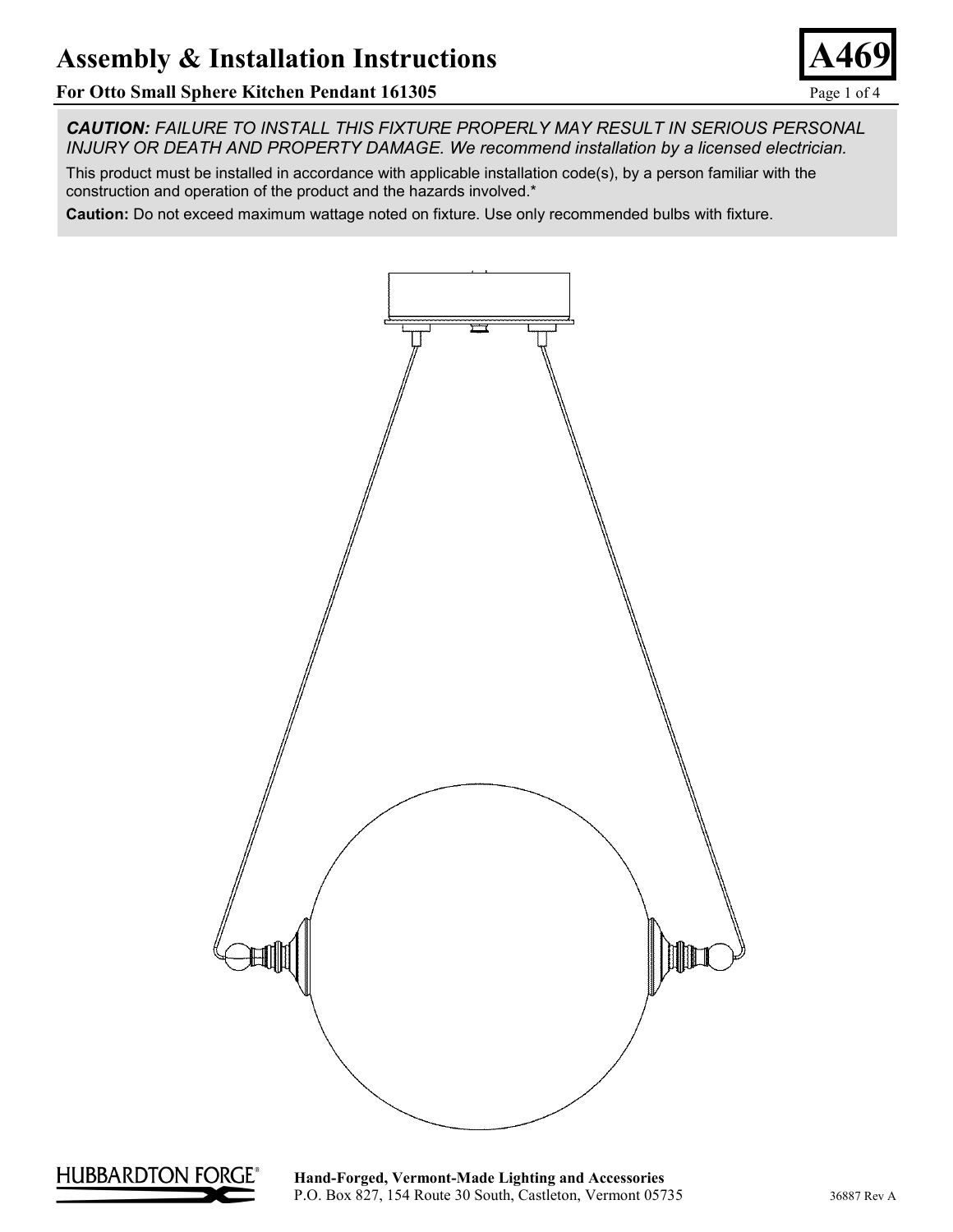# Assembly & Installation Instructions

**A469**

## For Otto Small Sphere Kitchen Pendant 161305

***CAUTION:*** *FAILURE TO INSTALL THIS FIXTURE PROPERLY MAY RESULT IN SERIOUS PERSONAL INJURY OR DEATH AND PROPERTY DAMAGE. We recommend installation by a licensed electrician.*

This product must be installed in accordance with applicable installation code(s), by a person familiar with the construction and operation of the product and the hazards involved.*

**Caution:** Do not exceed maximum wattage noted on fixture. Use only recommended bulbs with fixture.

HUBBARDTON FORGE®

**Hand-Forged, Vermont-Made Lighting and Accessories**
P.O. Box 827, 154 Route 30 South, Castleton, Vermont 05735

36887 Rev A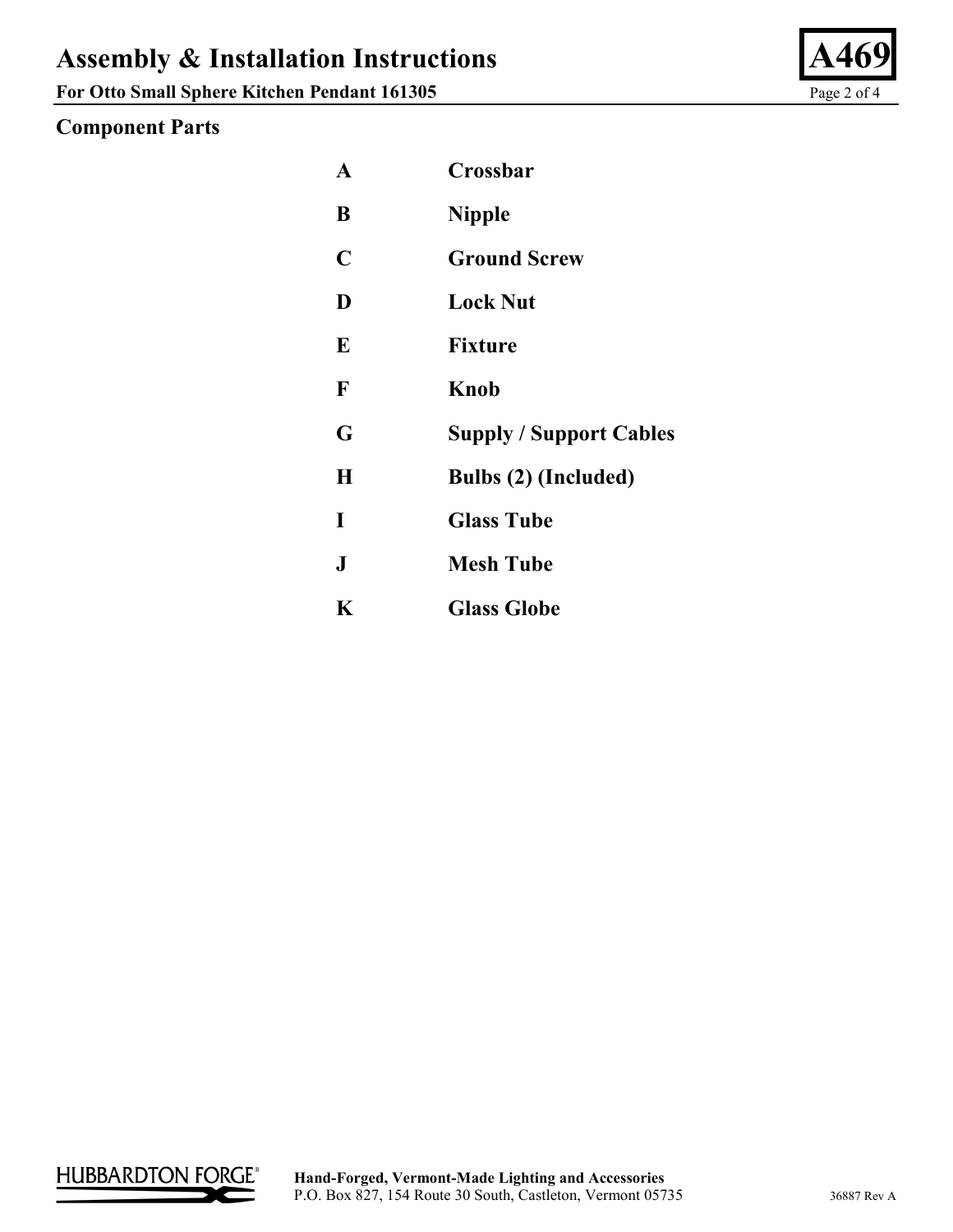## Component Parts

| | |
|---|---|
| **A** | **Crossbar** |
| **B** | **Nipple** |
| **C** | **Ground Screw** |
| **D** | **Lock Nut** |
| **E** | **Fixture** |
| **F** | **Knob** |
| **G** | **Supply / Support Cables** |
| **H** | **Bulbs (2) (Included)** |
| **I** | **Glass Tube** |
| **J** | **Mesh Tube** |
| **K** | **Glass Globe** |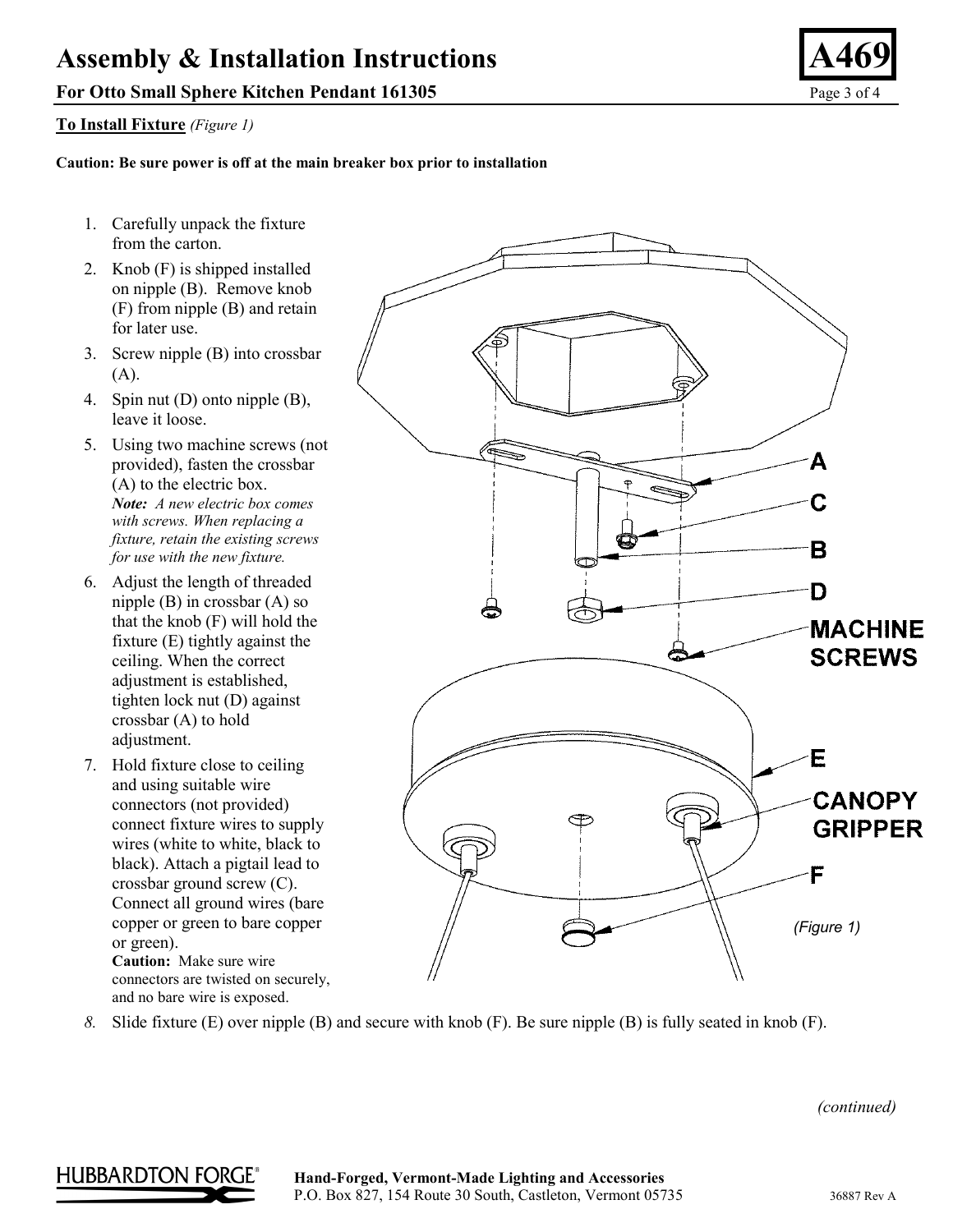# Assembly & Installation Instructions

**A469**

**For Otto Small Sphere Kitchen Pendant 161305**

**To Install Fixture** *(Figure 1)*

**Caution: Be sure power is off at the main breaker box prior to installation**

1. Carefully unpack the fixture from the carton.
2. Knob (F) is shipped installed on nipple (B). Remove knob (F) from nipple (B) and retain for later use.
3. Screw nipple (B) into crossbar (A).
4. Spin nut (D) onto nipple (B), leave it loose.
5. Using two machine screws (not provided), fasten the crossbar (A) to the electric box.
   ***Note:*** *A new electric box comes with screws. When replacing a fixture, retain the existing screws for use with the new fixture.*
6. Adjust the length of threaded nipple (B) in crossbar (A) so that the knob (F) will hold the fixture (E) tightly against the ceiling. When the correct adjustment is established, tighten lock nut (D) against crossbar (A) to hold adjustment.
7. Hold fixture close to ceiling and using suitable wire connectors (not provided) connect fixture wires to supply wires (white to white, black to black). Attach a pigtail lead to crossbar ground screw (C). Connect all ground wires (bare copper or green to bare copper or green).
   **Caution:** Make sure wire connectors are twisted on securely, and no bare wire is exposed.
8. Slide fixture (E) over nipple (B) and secure with knob (F). Be sure nipple (B) is fully seated in knob (F).

A
C
B
D
MACHINE SCREWS
E
CANOPY GRIPPER
F

*(Figure 1)*

*(continued)*

**Hand-Forged, Vermont-Made Lighting and Accessories**
P.O. Box 827, 154 Route 30 South, Castleton, Vermont 05735

36887 Rev A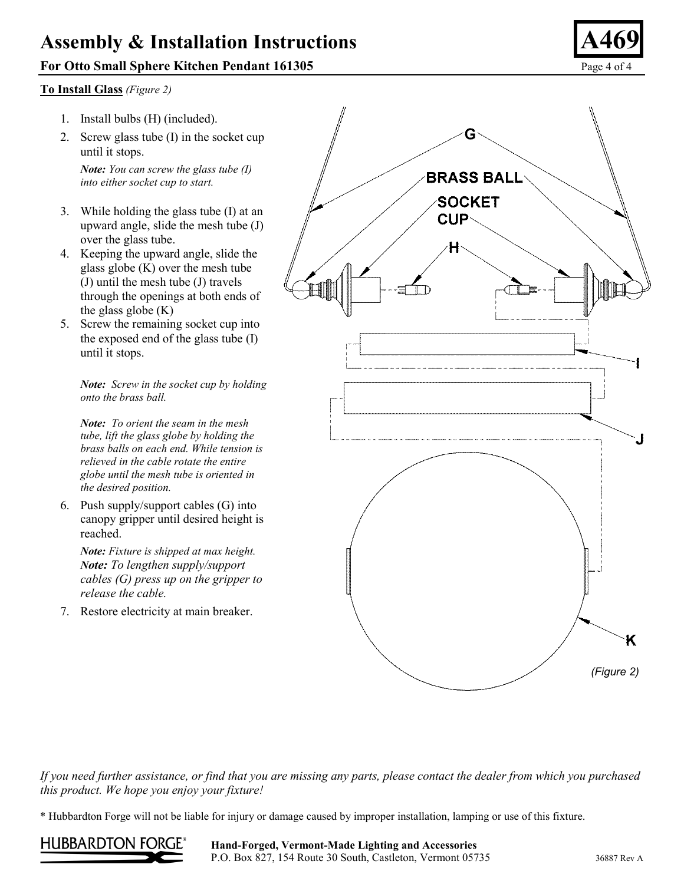# Assembly & Installation Instructions

## For Otto Small Sphere Kitchen Pendant 161305

**A469**

**To Install Glass** *(Figure 2)*

1. Install bulbs (H) (included).
2. Screw glass tube (I) in the socket cup until it stops.

   ***Note:*** *You can screw the glass tube (I) into either socket cup to start.*

3. While holding the glass tube (I) at an upward angle, slide the mesh tube (J) over the glass tube.
4. Keeping the upward angle, slide the glass globe (K) over the mesh tube (J) until the mesh tube (J) travels through the openings at both ends of the glass globe (K)
5. Screw the remaining socket cup into the exposed end of the glass tube (I) until it stops.

   ***Note:*** *Screw in the socket cup by holding onto the brass ball.*

   ***Note:*** *To orient the seam in the mesh tube, lift the glass globe by holding the brass balls on each end. While tension is relieved in the cable rotate the entire globe until the mesh tube is oriented in the desired position.*

6. Push supply/support cables (G) into canopy gripper until desired height is reached.

   ***Note:*** *Fixture is shipped at max height.*
   ***Note:*** *To lengthen supply/support cables (G) press up on the gripper to release the cable.*

7. Restore electricity at main breaker.

G
BRASS BALL
SOCKET CUP
H
I
J
K

*(Figure 2)*

*If you need further assistance, or find that you are missing any parts, please contact the dealer from which you purchased this product. We hope you enjoy your fixture!*

\* Hubbardton Forge will not be liable for injury or damage caused by improper installation, lamping or use of this fixture.

HUBBARDTON FORGE®

**Hand-Forged, Vermont-Made Lighting and Accessories**
P.O. Box 827, 154 Route 30 South, Castleton, Vermont 05735

36887 Rev A